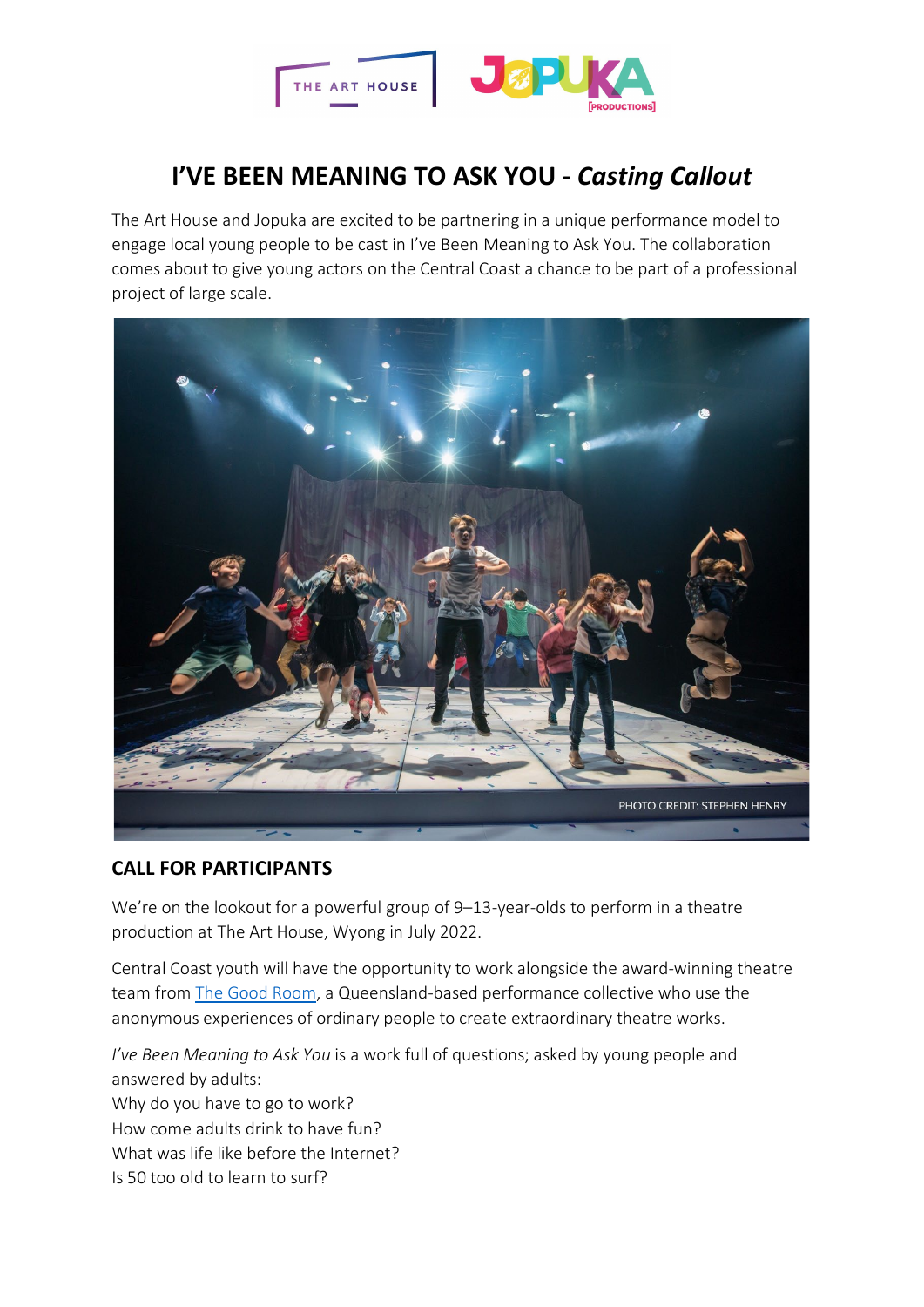# I'VE BEEN MEANING TO ASK YOU - *Casting Callout*

The Art House and Jopuka are excited to be partnering in a unique performance model to engage local young people to be cast in I've Been Meaning to Ask You. The collaboration comes about to give young actors on the Central Coast a chance to be part of a professional project of large scale.

PHOTO CREDIT: STEPHEN HENRY

## CALL FOR PARTICIPANTS

We're on the lookout for a powerful group of 9–13-year-olds to perform in a theatre production at The Art House, Wyong in July 2022.

Central Coast youth will have the opportunity to work alongside the award-winning theatre team from The Good Room, a Queensland-based performance collective who use the anonymous experiences of ordinary people to create extraordinary theatre works.

*I've Been Meaning to Ask You* is a work full of questions; asked by young people and answered by adults:
Why do you have to go to work?
How come adults drink to have fun?
What was life like before the Internet?
Is 50 too old to learn to surf?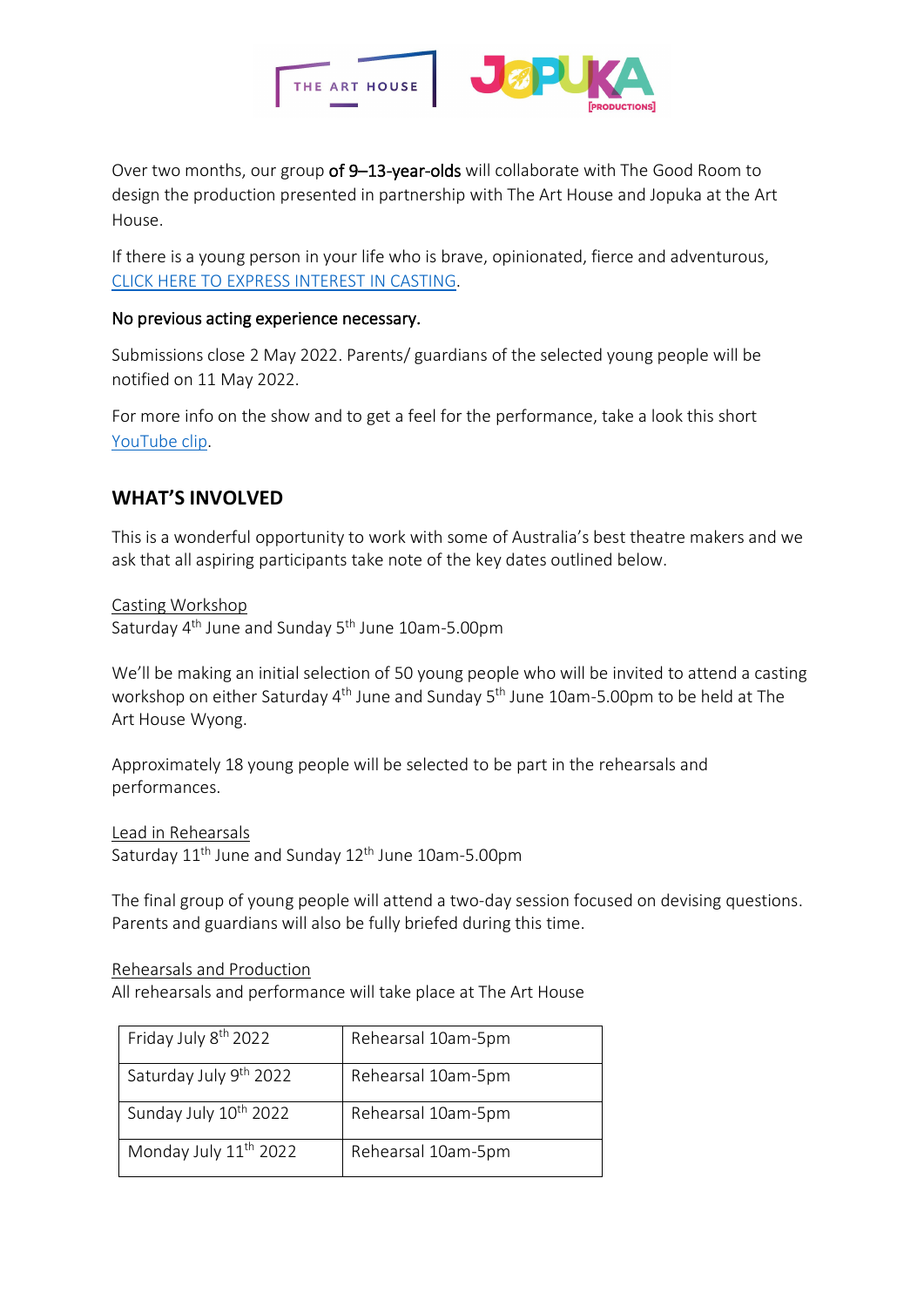Over two months, our group **of 9–13-year-olds** will collaborate with The Good Room to design the production presented in partnership with The Art House and Jopuka at the Art House.

If there is a young person in your life who is brave, opinionated, fierce and adventurous, [CLICK HERE TO EXPRESS INTEREST IN CASTING](#).

No previous acting experience necessary.

Submissions close 2 May 2022. Parents/ guardians of the selected young people will be notified on 11 May 2022.

For more info on the show and to get a feel for the performance, take a look this short [YouTube clip](#).

## WHAT'S INVOLVED

This is a wonderful opportunity to work with some of Australia's best theatre makers and we ask that all aspiring participants take note of the key dates outlined below.

Casting Workshop
Saturday 4th June and Sunday 5th June 10am-5.00pm

We'll be making an initial selection of 50 young people who will be invited to attend a casting workshop on either Saturday 4th June and Sunday 5th June 10am-5.00pm to be held at The Art House Wyong.

Approximately 18 young people will be selected to be part in the rehearsals and performances.

Lead in Rehearsals
Saturday 11th June and Sunday 12th June 10am-5.00pm

The final group of young people will attend a two-day session focused on devising questions. Parents and guardians will also be fully briefed during this time.

Rehearsals and Production
All rehearsals and performance will take place at The Art House

| | |
|---|---|
| Friday July 8th 2022 | Rehearsal 10am-5pm |
| Saturday July 9th 2022 | Rehearsal 10am-5pm |
| Sunday July 10th 2022 | Rehearsal 10am-5pm |
| Monday July 11th 2022 | Rehearsal 10am-5pm |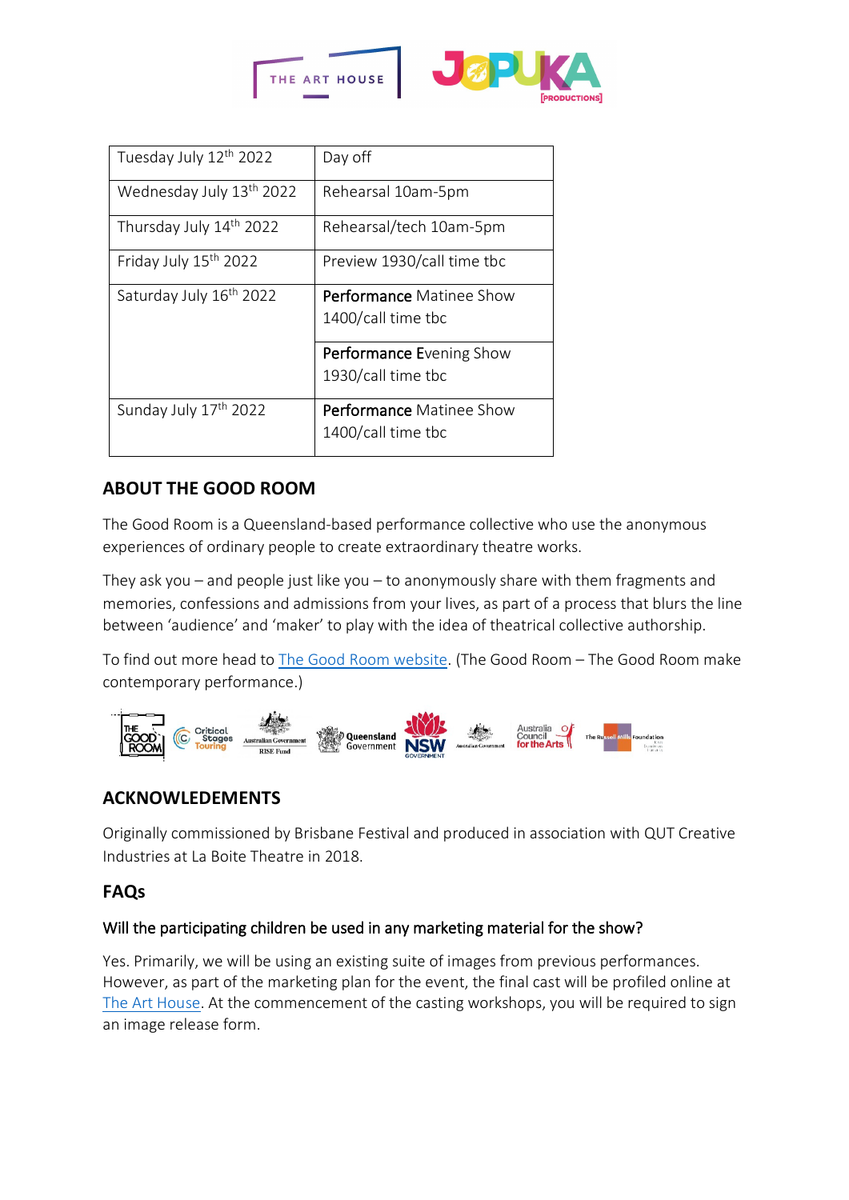| Tuesday July 12th 2022 | Day off |
|---|---|
| Wednesday July 13th 2022 | Rehearsal 10am-5pm |
| Thursday July 14th 2022 | Rehearsal/tech 10am-5pm |
| Friday July 15th 2022 | Preview 1930/call time tbc |
| Saturday July 16th 2022 | **Performance** Matinee Show 1400/call time tbc |
| | **Performance E**vening Show 1930/call time tbc |
| Sunday July 17th 2022 | **Performance** Matinee Show 1400/call time tbc |

## ABOUT THE GOOD ROOM

The Good Room is a Queensland-based performance collective who use the anonymous experiences of ordinary people to create extraordinary theatre works.

They ask you – and people just like you – to anonymously share with them fragments and memories, confessions and admissions from your lives, as part of a process that blurs the line between 'audience' and 'maker' to play with the idea of theatrical collective authorship.

To find out more head to The Good Room website. (The Good Room – The Good Room make contemporary performance.)

## ACKNOWLEDEMENTS

Originally commissioned by Brisbane Festival and produced in association with QUT Creative Industries at La Boite Theatre in 2018.

## FAQs

#### Will the participating children be used in any marketing material for the show?

Yes. Primarily, we will be using an existing suite of images from previous performances. However, as part of the marketing plan for the event, the final cast will be profiled online at The Art House. At the commencement of the casting workshops, you will be required to sign an image release form.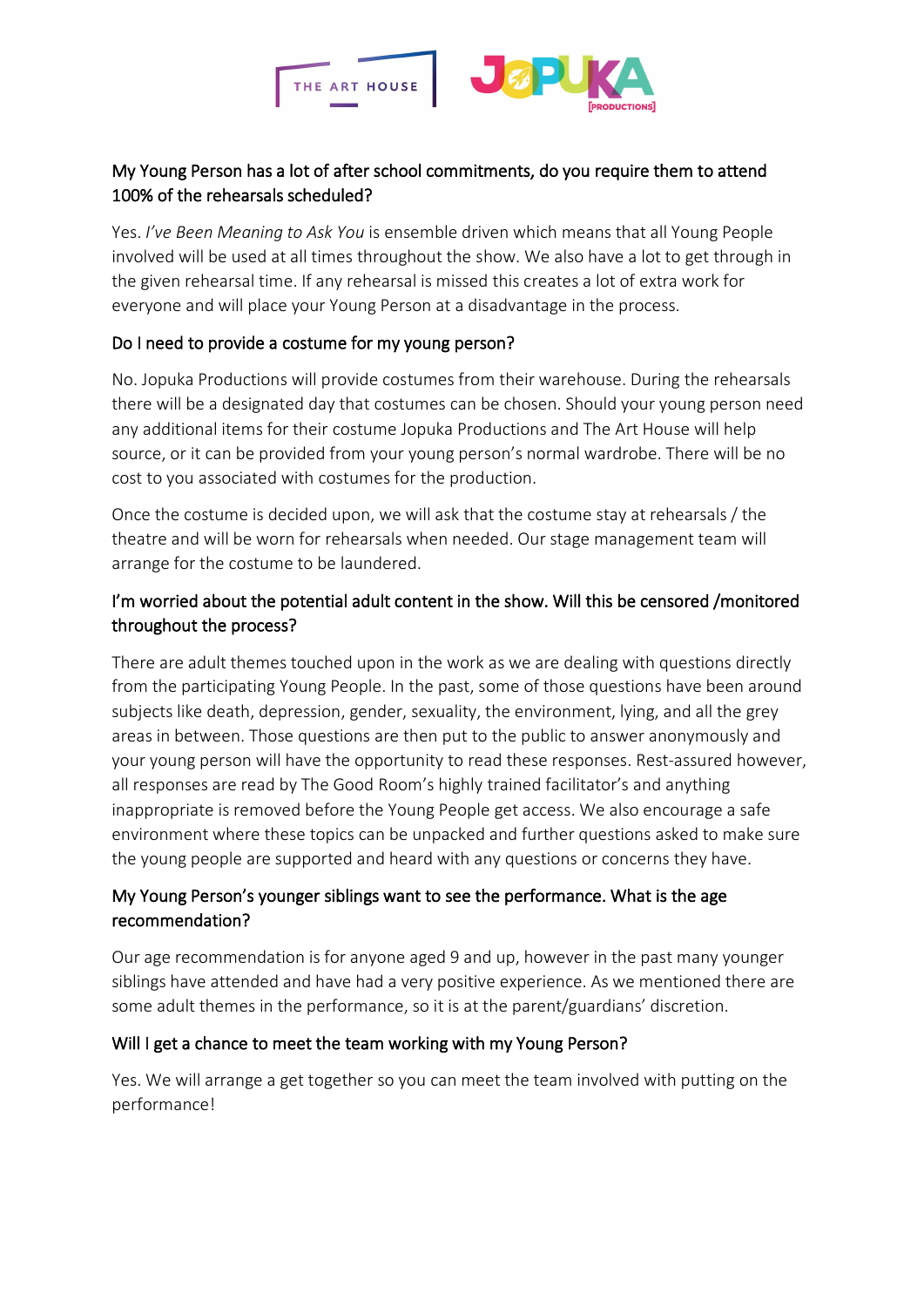## My Young Person has a lot of after school commitments, do you require them to attend 100% of the rehearsals scheduled?

Yes. *I've Been Meaning to Ask You* is ensemble driven which means that all Young People involved will be used at all times throughout the show. We also have a lot to get through in the given rehearsal time. If any rehearsal is missed this creates a lot of extra work for everyone and will place your Young Person at a disadvantage in the process.

## Do I need to provide a costume for my young person?

No. Jopuka Productions will provide costumes from their warehouse. During the rehearsals there will be a designated day that costumes can be chosen. Should your young person need any additional items for their costume Jopuka Productions and The Art House will help source, or it can be provided from your young person's normal wardrobe. There will be no cost to you associated with costumes for the production.

Once the costume is decided upon, we will ask that the costume stay at rehearsals / the theatre and will be worn for rehearsals when needed. Our stage management team will arrange for the costume to be laundered.

## I'm worried about the potential adult content in the show. Will this be censored /monitored throughout the process?

There are adult themes touched upon in the work as we are dealing with questions directly from the participating Young People. In the past, some of those questions have been around subjects like death, depression, gender, sexuality, the environment, lying, and all the grey areas in between. Those questions are then put to the public to answer anonymously and your young person will have the opportunity to read these responses. Rest-assured however, all responses are read by The Good Room's highly trained facilitator's and anything inappropriate is removed before the Young People get access. We also encourage a safe environment where these topics can be unpacked and further questions asked to make sure the young people are supported and heard with any questions or concerns they have.

## My Young Person's younger siblings want to see the performance. What is the age recommendation?

Our age recommendation is for anyone aged 9 and up, however in the past many younger siblings have attended and have had a very positive experience. As we mentioned there are some adult themes in the performance, so it is at the parent/guardians' discretion.

## Will I get a chance to meet the team working with my Young Person?

Yes. We will arrange a get together so you can meet the team involved with putting on the performance!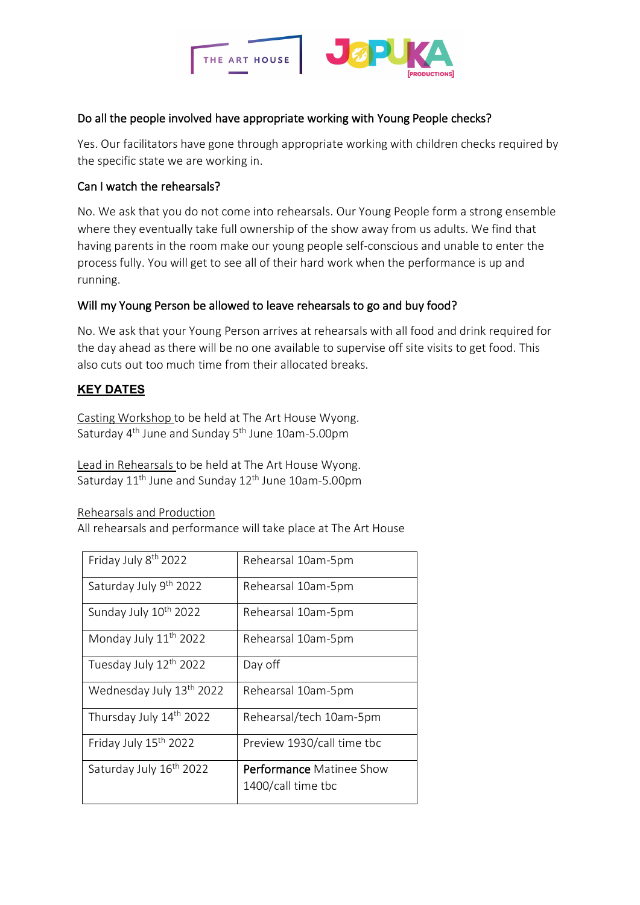### Do all the people involved have appropriate working with Young People checks?

Yes. Our facilitators have gone through appropriate working with children checks required by the specific state we are working in.

### Can I watch the rehearsals?

No. We ask that you do not come into rehearsals. Our Young People form a strong ensemble where they eventually take full ownership of the show away from us adults. We find that having parents in the room make our young people self-conscious and unable to enter the process fully. You will get to see all of their hard work when the performance is up and running.

### Will my Young Person be allowed to leave rehearsals to go and buy food?

No. We ask that your Young Person arrives at rehearsals with all food and drink required for the day ahead as there will be no one available to supervise off site visits to get food. This also cuts out too much time from their allocated breaks.

## KEY DATES

Casting Workshop to be held at The Art House Wyong.
Saturday 4th June and Sunday 5th June 10am-5.00pm

Lead in Rehearsals to be held at The Art House Wyong.
Saturday 11th June and Sunday 12th June 10am-5.00pm

Rehearsals and Production
All rehearsals and performance will take place at The Art House

| Date | Schedule |
|---|---|
| Friday July 8th 2022 | Rehearsal 10am-5pm |
| Saturday July 9th 2022 | Rehearsal 10am-5pm |
| Sunday July 10th 2022 | Rehearsal 10am-5pm |
| Monday July 11th 2022 | Rehearsal 10am-5pm |
| Tuesday July 12th 2022 | Day off |
| Wednesday July 13th 2022 | Rehearsal 10am-5pm |
| Thursday July 14th 2022 | Rehearsal/tech 10am-5pm |
| Friday July 15th 2022 | Preview 1930/call time tbc |
| Saturday July 16th 2022 | Performance Matinee Show 1400/call time tbc |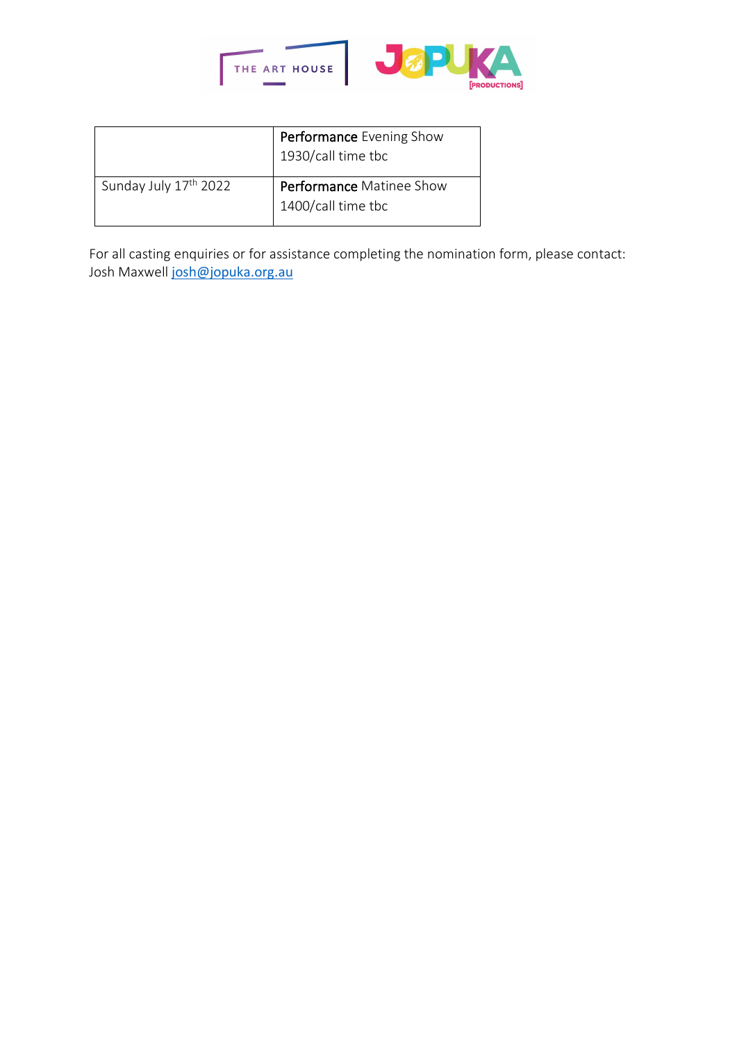| | |
|---|---|
| | **Performance** Evening Show<br>1930/call time tbc |
| Sunday July 17th 2022 | **Performance** Matinee Show<br>1400/call time tbc |

For all casting enquiries or for assistance completing the nomination form, please contact:
Josh Maxwell josh@jopuka.org.au